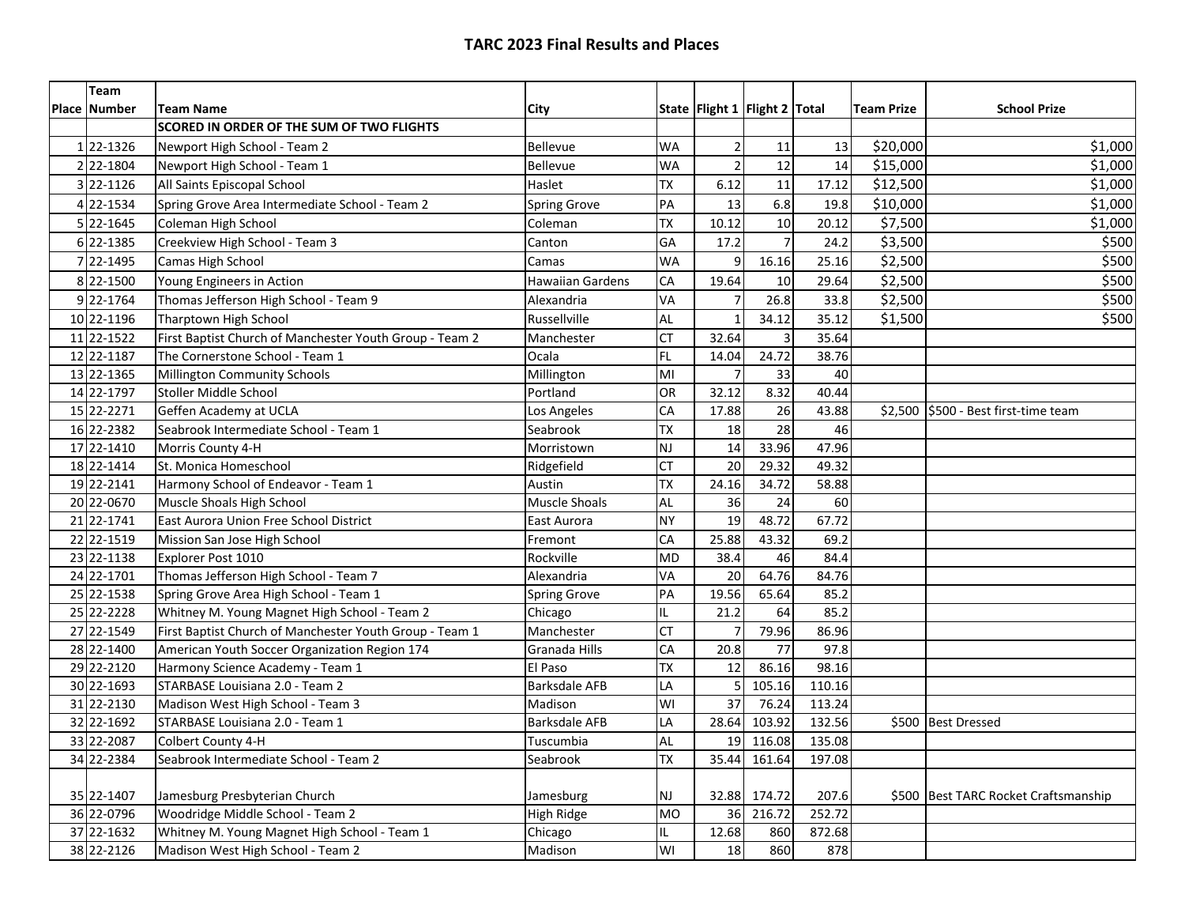# TARC 2023 Final Results and Places

| Place | Team Number | Team Name | City | State | Flight 1 | Flight 2 | Total | Team Prize | School Prize |
|---|---|---|---|---|---|---|---|---|---|
| | | **SCORED IN ORDER OF THE SUM OF TWO FLIGHTS** | | | | | | | |
| 1 | 22-1326 | Newport High School - Team 2 | Bellevue | WA | 2 | 11 | 13 | $20,000 | $1,000 |
| 2 | 22-1804 | Newport High School - Team 1 | Bellevue | WA | 2 | 12 | 14 | $15,000 | $1,000 |
| 3 | 22-1126 | All Saints Episcopal School | Haslet | TX | 6.12 | 11 | 17.12 | $12,500 | $1,000 |
| 4 | 22-1534 | Spring Grove Area Intermediate School - Team 2 | Spring Grove | PA | 13 | 6.8 | 19.8 | $10,000 | $1,000 |
| 5 | 22-1645 | Coleman High School | Coleman | TX | 10.12 | 10 | 20.12 | $7,500 | $1,000 |
| 6 | 22-1385 | Creekview High School - Team 3 | Canton | GA | 17.2 | 7 | 24.2 | $3,500 | $500 |
| 7 | 22-1495 | Camas High School | Camas | WA | 9 | 16.16 | 25.16 | $2,500 | $500 |
| 8 | 22-1500 | Young Engineers in Action | Hawaiian Gardens | CA | 19.64 | 10 | 29.64 | $2,500 | $500 |
| 9 | 22-1764 | Thomas Jefferson High School - Team 9 | Alexandria | VA | 7 | 26.8 | 33.8 | $2,500 | $500 |
| 10 | 22-1196 | Tharptown High School | Russellville | AL | 1 | 34.12 | 35.12 | $1,500 | $500 |
| 11 | 22-1522 | First Baptist Church of Manchester Youth Group - Team 2 | Manchester | CT | 32.64 | 3 | 35.64 | | |
| 12 | 22-1187 | The Cornerstone School - Team 1 | Ocala | FL | 14.04 | 24.72 | 38.76 | | |
| 13 | 22-1365 | Millington Community Schools | Millington | MI | 7 | 33 | 40 | | |
| 14 | 22-1797 | Stoller Middle School | Portland | OR | 32.12 | 8.32 | 40.44 | | |
| 15 | 22-2271 | Geffen Academy at UCLA | Los Angeles | CA | 17.88 | 26 | 43.88 | $2,500 | $500 - Best first-time team |
| 16 | 22-2382 | Seabrook Intermediate School - Team 1 | Seabrook | TX | 18 | 28 | 46 | | |
| 17 | 22-1410 | Morris County 4-H | Morristown | NJ | 14 | 33.96 | 47.96 | | |
| 18 | 22-1414 | St. Monica Homeschool | Ridgefield | CT | 20 | 29.32 | 49.32 | | |
| 19 | 22-2141 | Harmony School of Endeavor - Team 1 | Austin | TX | 24.16 | 34.72 | 58.88 | | |
| 20 | 22-0670 | Muscle Shoals High School | Muscle Shoals | AL | 36 | 24 | 60 | | |
| 21 | 22-1741 | East Aurora Union Free School District | East Aurora | NY | 19 | 48.72 | 67.72 | | |
| 22 | 22-1519 | Mission San Jose High School | Fremont | CA | 25.88 | 43.32 | 69.2 | | |
| 23 | 22-1138 | Explorer Post 1010 | Rockville | MD | 38.4 | 46 | 84.4 | | |
| 24 | 22-1701 | Thomas Jefferson High School - Team 7 | Alexandria | VA | 20 | 64.76 | 84.76 | | |
| 25 | 22-1538 | Spring Grove Area High School - Team 1 | Spring Grove | PA | 19.56 | 65.64 | 85.2 | | |
| 25 | 22-2228 | Whitney M. Young Magnet High School - Team 2 | Chicago | IL | 21.2 | 64 | 85.2 | | |
| 27 | 22-1549 | First Baptist Church of Manchester Youth Group - Team 1 | Manchester | CT | 7 | 79.96 | 86.96 | | |
| 28 | 22-1400 | American Youth Soccer Organization Region 174 | Granada Hills | CA | 20.8 | 77 | 97.8 | | |
| 29 | 22-2120 | Harmony Science Academy - Team 1 | El Paso | TX | 12 | 86.16 | 98.16 | | |
| 30 | 22-1693 | STARBASE Louisiana 2.0 - Team 2 | Barksdale AFB | LA | 5 | 105.16 | 110.16 | | |
| 31 | 22-2130 | Madison West High School - Team 3 | Madison | WI | 37 | 76.24 | 113.24 | | |
| 32 | 22-1692 | STARBASE Louisiana 2.0 - Team 1 | Barksdale AFB | LA | 28.64 | 103.92 | 132.56 | $500 | Best Dressed |
| 33 | 22-2087 | Colbert County 4-H | Tuscumbia | AL | 19 | 116.08 | 135.08 | | |
| 34 | 22-2384 | Seabrook Intermediate School - Team 2 | Seabrook | TX | 35.44 | 161.64 | 197.08 | | |
| 35 | 22-1407 | Jamesburg Presbyterian Church | Jamesburg | NJ | 32.88 | 174.72 | 207.6 | $500 | Best TARC Rocket Craftsmanship |
| 36 | 22-0796 | Woodridge Middle School - Team 2 | High Ridge | MO | 36 | 216.72 | 252.72 | | |
| 37 | 22-1632 | Whitney M. Young Magnet High School - Team 1 | Chicago | IL | 12.68 | 860 | 872.68 | | |
| 38 | 22-2126 | Madison West High School - Team 2 | Madison | WI | 18 | 860 | 878 | | |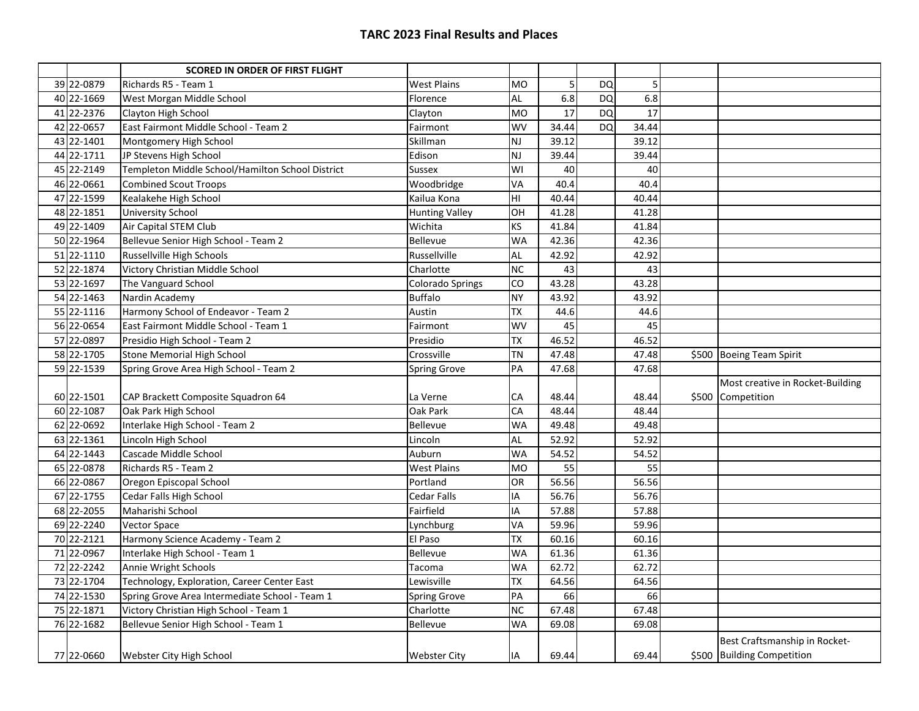## TARC 2023 Final Results and Places

| | | SCORED IN ORDER OF FIRST FLIGHT | | | | | | | |
|---|---|---|---|---|---|---|---|---|---|
| 39 | 22-0879 | Richards R5 - Team 1 | West Plains | MO | 5 | DQ | 5 | | |
| 40 | 22-1669 | West Morgan Middle School | Florence | AL | 6.8 | DQ | 6.8 | | |
| 41 | 22-2376 | Clayton High School | Clayton | MO | 17 | DQ | 17 | | |
| 42 | 22-0657 | East Fairmont Middle School - Team 2 | Fairmont | WV | 34.44 | DQ | 34.44 | | |
| 43 | 22-1401 | Montgomery High School | Skillman | NJ | 39.12 | | 39.12 | | |
| 44 | 22-1711 | JP Stevens High School | Edison | NJ | 39.44 | | 39.44 | | |
| 45 | 22-2149 | Templeton Middle School/Hamilton School District | Sussex | WI | 40 | | 40 | | |
| 46 | 22-0661 | Combined Scout Troops | Woodbridge | VA | 40.4 | | 40.4 | | |
| 47 | 22-1599 | Kealakehe High School | Kailua Kona | HI | 40.44 | | 40.44 | | |
| 48 | 22-1851 | University School | Hunting Valley | OH | 41.28 | | 41.28 | | |
| 49 | 22-1409 | Air Capital STEM Club | Wichita | KS | 41.84 | | 41.84 | | |
| 50 | 22-1964 | Bellevue Senior High School - Team 2 | Bellevue | WA | 42.36 | | 42.36 | | |
| 51 | 22-1110 | Russellville High Schools | Russellville | AL | 42.92 | | 42.92 | | |
| 52 | 22-1874 | Victory Christian Middle School | Charlotte | NC | 43 | | 43 | | |
| 53 | 22-1697 | The Vanguard School | Colorado Springs | CO | 43.28 | | 43.28 | | |
| 54 | 22-1463 | Nardin Academy | Buffalo | NY | 43.92 | | 43.92 | | |
| 55 | 22-1116 | Harmony School of Endeavor - Team 2 | Austin | TX | 44.6 | | 44.6 | | |
| 56 | 22-0654 | East Fairmont Middle School - Team 1 | Fairmont | WV | 45 | | 45 | | |
| 57 | 22-0897 | Presidio High School - Team 2 | Presidio | TX | 46.52 | | 46.52 | | |
| 58 | 22-1705 | Stone Memorial High School | Crossville | TN | 47.48 | | 47.48 | $500 | Boeing Team Spirit |
| 59 | 22-1539 | Spring Grove Area High School - Team 2 | Spring Grove | PA | 47.68 | | 47.68 | | |
| 60 | 22-1501 | CAP Brackett Composite Squadron 64 | La Verne | CA | 48.44 | | 48.44 | $500 | Most creative in Rocket-Building Competition |
| 60 | 22-1087 | Oak Park High School | Oak Park | CA | 48.44 | | 48.44 | | |
| 62 | 22-0692 | Interlake High School - Team 2 | Bellevue | WA | 49.48 | | 49.48 | | |
| 63 | 22-1361 | Lincoln High School | Lincoln | AL | 52.92 | | 52.92 | | |
| 64 | 22-1443 | Cascade Middle School | Auburn | WA | 54.52 | | 54.52 | | |
| 65 | 22-0878 | Richards R5 - Team 2 | West Plains | MO | 55 | | 55 | | |
| 66 | 22-0867 | Oregon Episcopal School | Portland | OR | 56.56 | | 56.56 | | |
| 67 | 22-1755 | Cedar Falls High School | Cedar Falls | IA | 56.76 | | 56.76 | | |
| 68 | 22-2055 | Maharishi School | Fairfield | IA | 57.88 | | 57.88 | | |
| 69 | 22-2240 | Vector Space | Lynchburg | VA | 59.96 | | 59.96 | | |
| 70 | 22-2121 | Harmony Science Academy - Team 2 | El Paso | TX | 60.16 | | 60.16 | | |
| 71 | 22-0967 | Interlake High School - Team 1 | Bellevue | WA | 61.36 | | 61.36 | | |
| 72 | 22-2242 | Annie Wright Schools | Tacoma | WA | 62.72 | | 62.72 | | |
| 73 | 22-1704 | Technology, Exploration, Career Center East | Lewisville | TX | 64.56 | | 64.56 | | |
| 74 | 22-1530 | Spring Grove Area Intermediate School - Team 1 | Spring Grove | PA | 66 | | 66 | | |
| 75 | 22-1871 | Victory Christian High School - Team 1 | Charlotte | NC | 67.48 | | 67.48 | | |
| 76 | 22-1682 | Bellevue Senior High School - Team 1 | Bellevue | WA | 69.08 | | 69.08 | | |
| 77 | 22-0660 | Webster City High School | Webster City | IA | 69.44 | | 69.44 | $500 | Best Craftsmanship in Rocket-Building Competition |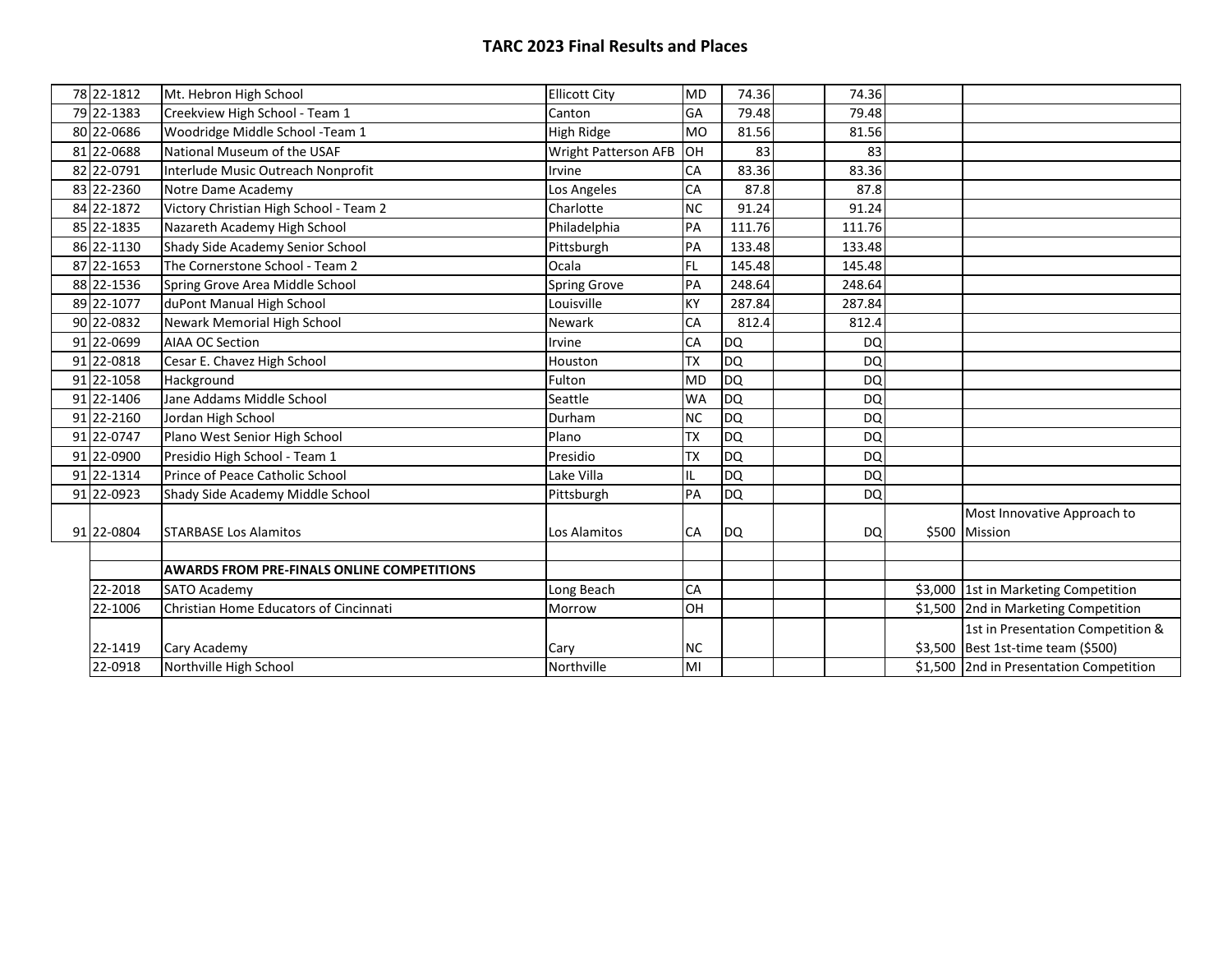# TARC 2023 Final Results and Places

| | | | | | | | | | |
|---|---|---|---|---|---|---|---|---|---|
| 78 | 22-1812 | Mt. Hebron High School | Ellicott City | MD | 74.36 | | 74.36 | | |
| 79 | 22-1383 | Creekview High School - Team 1 | Canton | GA | 79.48 | | 79.48 | | |
| 80 | 22-0686 | Woodridge Middle School -Team 1 | High Ridge | MO | 81.56 | | 81.56 | | |
| 81 | 22-0688 | National Museum of the USAF | Wright Patterson AFB | OH | 83 | | 83 | | |
| 82 | 22-0791 | Interlude Music Outreach Nonprofit | Irvine | CA | 83.36 | | 83.36 | | |
| 83 | 22-2360 | Notre Dame Academy | Los Angeles | CA | 87.8 | | 87.8 | | |
| 84 | 22-1872 | Victory Christian High School - Team 2 | Charlotte | NC | 91.24 | | 91.24 | | |
| 85 | 22-1835 | Nazareth Academy High School | Philadelphia | PA | 111.76 | | 111.76 | | |
| 86 | 22-1130 | Shady Side Academy Senior School | Pittsburgh | PA | 133.48 | | 133.48 | | |
| 87 | 22-1653 | The Cornerstone School - Team 2 | Ocala | FL | 145.48 | | 145.48 | | |
| 88 | 22-1536 | Spring Grove Area Middle School | Spring Grove | PA | 248.64 | | 248.64 | | |
| 89 | 22-1077 | duPont Manual High School | Louisville | KY | 287.84 | | 287.84 | | |
| 90 | 22-0832 | Newark Memorial High School | Newark | CA | 812.4 | | 812.4 | | |
| 91 | 22-0699 | AIAA OC Section | Irvine | CA | DQ | | DQ | | |
| 91 | 22-0818 | Cesar E. Chavez High School | Houston | TX | DQ | | DQ | | |
| 91 | 22-1058 | Hackground | Fulton | MD | DQ | | DQ | | |
| 91 | 22-1406 | Jane Addams Middle School | Seattle | WA | DQ | | DQ | | |
| 91 | 22-2160 | Jordan High School | Durham | NC | DQ | | DQ | | |
| 91 | 22-0747 | Plano West Senior High School | Plano | TX | DQ | | DQ | | |
| 91 | 22-0900 | Presidio High School - Team 1 | Presidio | TX | DQ | | DQ | | |
| 91 | 22-1314 | Prince of Peace Catholic School | Lake Villa | IL | DQ | | DQ | | |
| 91 | 22-0923 | Shady Side Academy Middle School | Pittsburgh | PA | DQ | | DQ | | |
| 91 | 22-0804 | STARBASE Los Alamitos | Los Alamitos | CA | DQ | | DQ | $500 | Most Innovative Approach to Mission |
| | | | | | | | | | |
| | | **AWARDS FROM PRE-FINALS ONLINE COMPETITIONS** | | | | | | | |
| | 22-2018 | SATO Academy | Long Beach | CA | | | | $3,000 | 1st in Marketing Competition |
| | 22-1006 | Christian Home Educators of Cincinnati | Morrow | OH | | | | $1,500 | 2nd in Marketing Competition |
| | 22-1419 | Cary Academy | Cary | NC | | | | $3,500 | 1st in Presentation Competition & Best 1st-time team ($500) |
| | 22-0918 | Northville High School | Northville | MI | | | | $1,500 | 2nd in Presentation Competition |